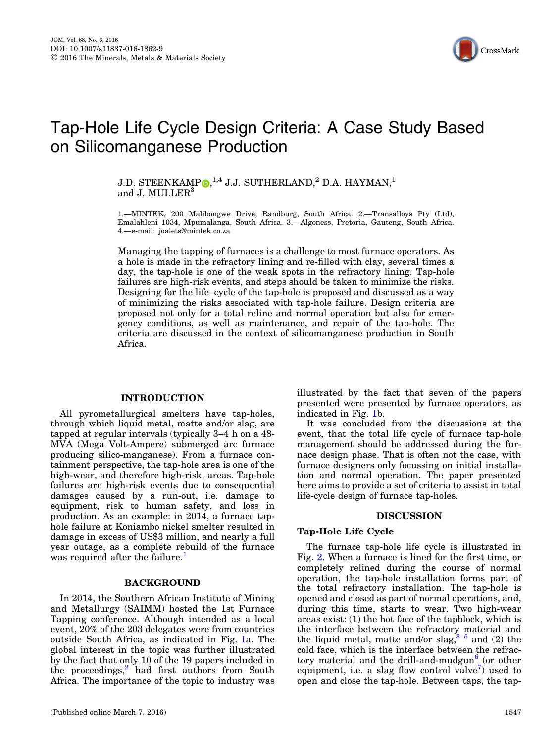# Tap-Hole Life Cycle Design Criteria: A Case Study Based on Silicomanganese Production

J.D. STEENKAMP,[1,4] J.J. SUTHERLAND,[2] D.A. HAYMAN,[1] and J. MULLER[3]

1.—MINTEK, 200 Malibongwe Drive, Randburg, South Africa. 2.—Transalloys Pty (Ltd), Emalahleni 1034, Mpumalanga, South Africa. 3.—Algoness, Pretoria, Gauteng, South Africa. 4.—e-mail: joalets@mintek.co.za

Managing the tapping of furnaces is a challenge to most furnace operators. As a hole is made in the refractory lining and re-filled with clay, several times a day, the tap-hole is one of the weak spots in the refractory lining. Tap-hole failures are high-risk events, and steps should be taken to minimize the risks. Designing for the life–cycle of the tap-hole is proposed and discussed as a way of minimizing the risks associated with tap-hole failure. Design criteria are proposed not only for a total reline and normal operation but also for emergency conditions, as well as maintenance, and repair of the tap-hole. The criteria are discussed in the context of silicomanganese production in South Africa.

## INTRODUCTION

All pyrometallurgical smelters have tap-holes, through which liquid metal, matte and/or slag, are tapped at regular intervals (typically 3–4 h on a 48-MVA (Mega Volt-Ampere) submerged arc furnace producing silico-manganese). From a furnace containment perspective, the tap-hole area is one of the high-wear, and therefore high-risk, areas. Tap-hole failures are high-risk events due to consequential damages caused by a run-out, i.e. damage to equipment, risk to human safety, and loss in production. As an example: in 2014, a furnace tap-hole failure at Koniambo nickel smelter resulted in damage in excess of US$3 million, and nearly a full year outage, as a complete rebuild of the furnace was required after the failure.[1]

## BACKGROUND

In 2014, the Southern African Institute of Mining and Metallurgy (SAIMM) hosted the 1st Furnace Tapping conference. Although intended as a local event, 20% of the 203 delegates were from countries outside South Africa, as indicated in Fig. 1a. The global interest in the topic was further illustrated by the fact that only 10 of the 19 papers included in the proceedings,[2] had first authors from South Africa. The importance of the topic to industry was illustrated by the fact that seven of the papers presented were presented by furnace operators, as indicated in Fig. 1b.

It was concluded from the discussions at the event, that the total life cycle of furnace tap-hole management should be addressed during the furnace design phase. That is often not the case, with furnace designers only focussing on initial installation and normal operation. The paper presented here aims to provide a set of criteria to assist in total life-cycle design of furnace tap-holes.

## DISCUSSION

### Tap-Hole Life Cycle

The furnace tap-hole life cycle is illustrated in Fig. 2. When a furnace is lined for the first time, or completely relined during the course of normal operation, the tap-hole installation forms part of the total refractory installation. The tap-hole is opened and closed as part of normal operations, and, during this time, starts to wear. Two high-wear areas exist: (1) the hot face of the tapblock, which is the interface between the refractory material and the liquid metal, matte and/or slag,[3–5] and (2) the cold face, which is the interface between the refractory material and the drill-and-mudgun[6] (or other equipment, i.e. a slag flow control valve[7]) used to open and close the tap-hole. Between taps, the tap-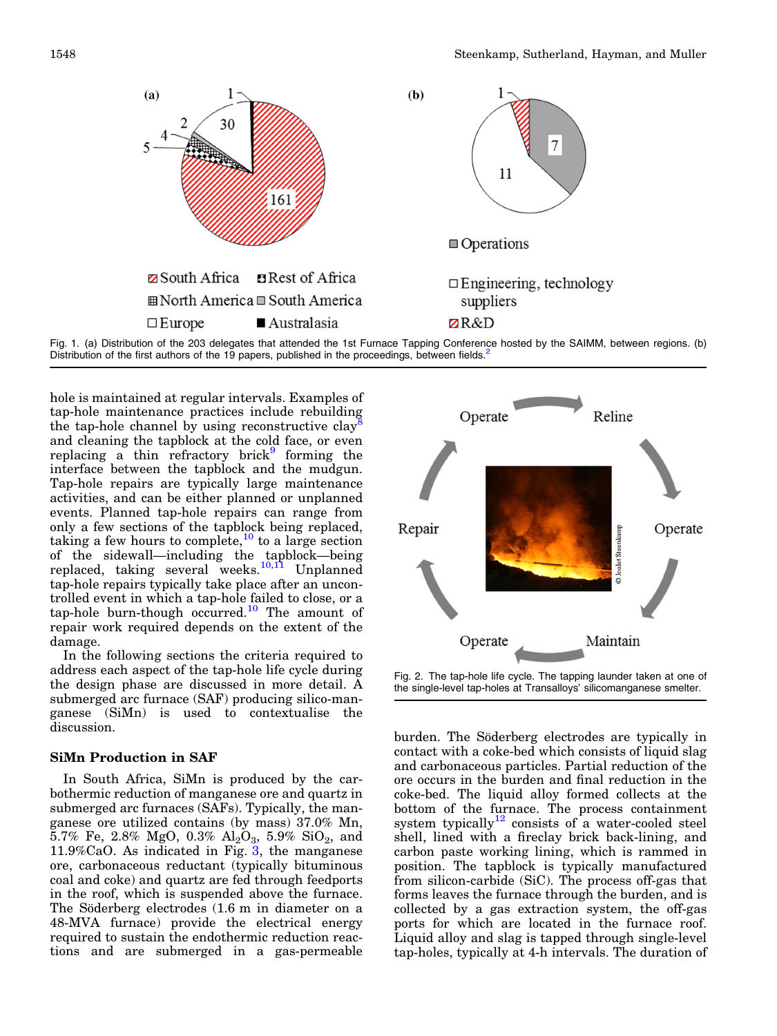Fig. 1. (a) Distribution of the 203 delegates that attended the 1st Furnace Tapping Conference hosted by the SAIMM, between regions. (b) Distribution of the first authors of the 19 papers, published in the proceedings, between fields.[2]

hole is maintained at regular intervals. Examples of tap-hole maintenance practices include rebuilding the tap-hole channel by using reconstructive clay[8] and cleaning the tapblock at the cold face, or even replacing a thin refractory brick[9] forming the interface between the tapblock and the mudgun. Tap-hole repairs are typically large maintenance activities, and can be either planned or unplanned events. Planned tap-hole repairs can range from only a few sections of the tapblock being replaced, taking a few hours to complete,[10] to a large section of the sidewall—including the tapblock—being replaced, taking several weeks.[10,11] Unplanned tap-hole repairs typically take place after an uncontrolled event in which a tap-hole failed to close, or a tap-hole burn-though occurred.[10] The amount of repair work required depends on the extent of the damage.

In the following sections the criteria required to address each aspect of the tap-hole life cycle during the design phase are discussed in more detail. A submerged arc furnace (SAF) producing silico-manganese (SiMn) is used to contextualise the discussion.

Fig. 2. The tap-hole life cycle. The tapping launder taken at one of the single-level tap-holes at Transalloys' silicomanganese smelter.

## SiMn Production in SAF

In South Africa, SiMn is produced by the carbothermic reduction of manganese ore and quartz in submerged arc furnaces (SAFs). Typically, the manganese ore utilized contains (by mass) 37.0% Mn, 5.7% Fe, 2.8% MgO, 0.3% $Al_2O_3$, 5.9% $SiO_2$, and 11.9%CaO. As indicated in Fig. 3, the manganese ore, carbonaceous reductant (typically bituminous coal and coke) and quartz are fed through feedports in the roof, which is suspended above the furnace. The Söderberg electrodes (1.6 m in diameter on a 48-MVA furnace) provide the electrical energy required to sustain the endothermic reduction reactions and are submerged in a gas-permeable burden. The Söderberg electrodes are typically in contact with a coke-bed which consists of liquid slag and carbonaceous particles. Partial reduction of the ore occurs in the burden and final reduction in the coke-bed. The liquid alloy formed collects at the bottom of the furnace. The process containment system typically[12] consists of a water-cooled steel shell, lined with a fireclay brick back-lining, and carbon paste working lining, which is rammed in position. The tapblock is typically manufactured from silicon-carbide (SiC). The process off-gas that forms leaves the furnace through the burden, and is collected by a gas extraction system, the off-gas ports for which are located in the furnace roof. Liquid alloy and slag is tapped through single-level tap-holes, typically at 4-h intervals. The duration of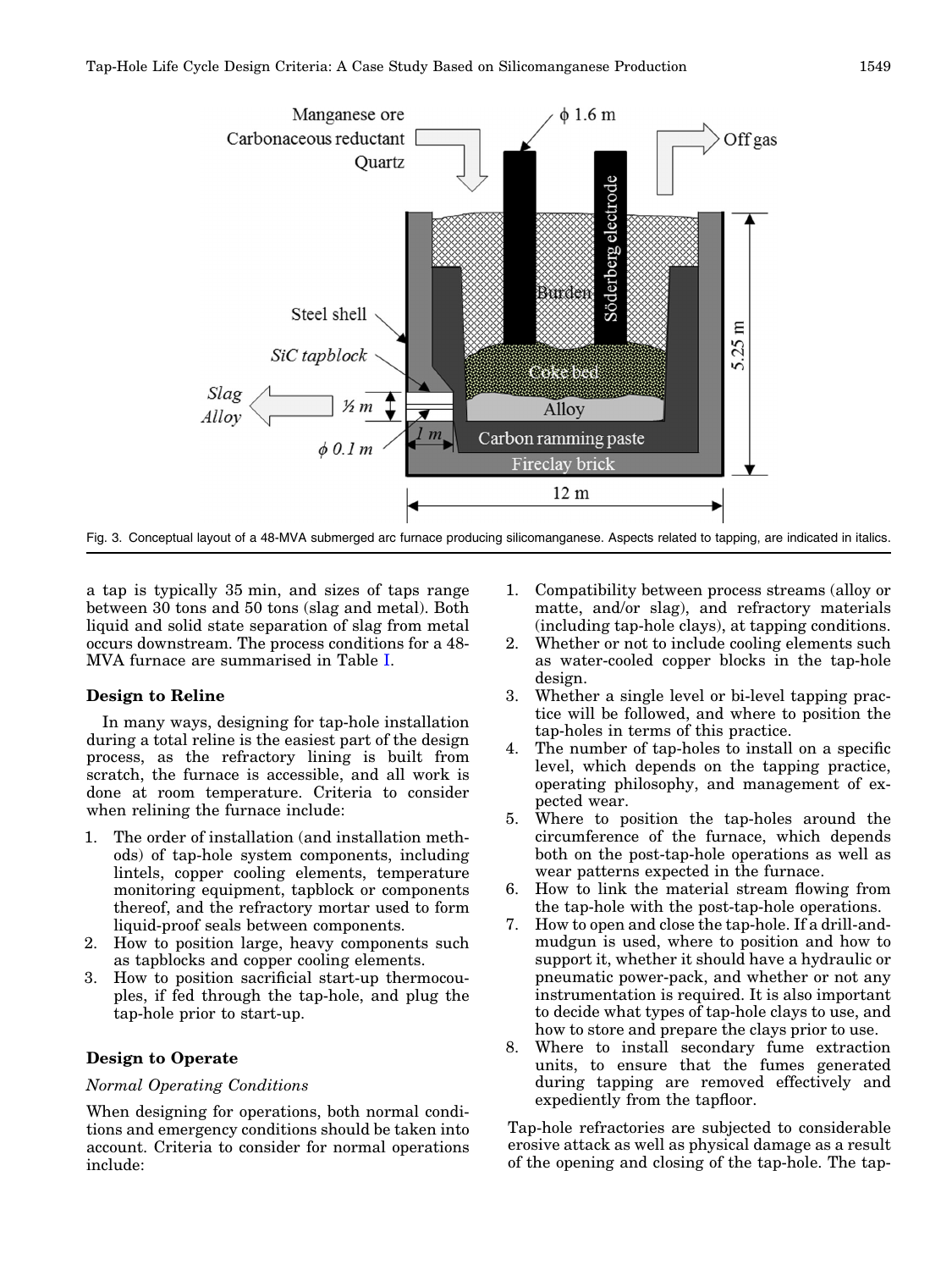Fig. 3. Conceptual layout of a 48-MVA submerged arc furnace producing silicomanganese. Aspects related to tapping, are indicated in italics.

a tap is typically 35 min, and sizes of taps range between 30 tons and 50 tons (slag and metal). Both liquid and solid state separation of slag from metal occurs downstream. The process conditions for a 48-MVA furnace are summarised in Table I.

### Design to Reline

In many ways, designing for tap-hole installation during a total reline is the easiest part of the design process, as the refractory lining is built from scratch, the furnace is accessible, and all work is done at room temperature. Criteria to consider when relining the furnace include:

1. The order of installation (and installation methods) of tap-hole system components, including lintels, copper cooling elements, temperature monitoring equipment, tapblock or components thereof, and the refractory mortar used to form liquid-proof seals between components.
2. How to position large, heavy components such as tapblocks and copper cooling elements.
3. How to position sacrificial start-up thermocouples, if fed through the tap-hole, and plug the tap-hole prior to start-up.

### Design to Operate

#### *Normal Operating Conditions*

When designing for operations, both normal conditions and emergency conditions should be taken into account. Criteria to consider for normal operations include:

1. Compatibility between process streams (alloy or matte, and/or slag), and refractory materials (including tap-hole clays), at tapping conditions.
2. Whether or not to include cooling elements such as water-cooled copper blocks in the tap-hole design.
3. Whether a single level or bi-level tapping practice will be followed, and where to position the tap-holes in terms of this practice.
4. The number of tap-holes to install on a specific level, which depends on the tapping practice, operating philosophy, and management of expected wear.
5. Where to position the tap-holes around the circumference of the furnace, which depends both on the post-tap-hole operations as well as wear patterns expected in the furnace.
6. How to link the material stream flowing from the tap-hole with the post-tap-hole operations.
7. How to open and close the tap-hole. If a drill-and-mudgun is used, where to position and how to support it, whether it should have a hydraulic or pneumatic power-pack, and whether or not any instrumentation is required. It is also important to decide what types of tap-hole clays to use, and how to store and prepare the clays prior to use.
8. Where to install secondary fume extraction units, to ensure that the fumes generated during tapping are removed effectively and expediently from the tapfloor.

Tap-hole refractories are subjected to considerable erosive attack as well as physical damage as a result of the opening and closing of the tap-hole. The tap-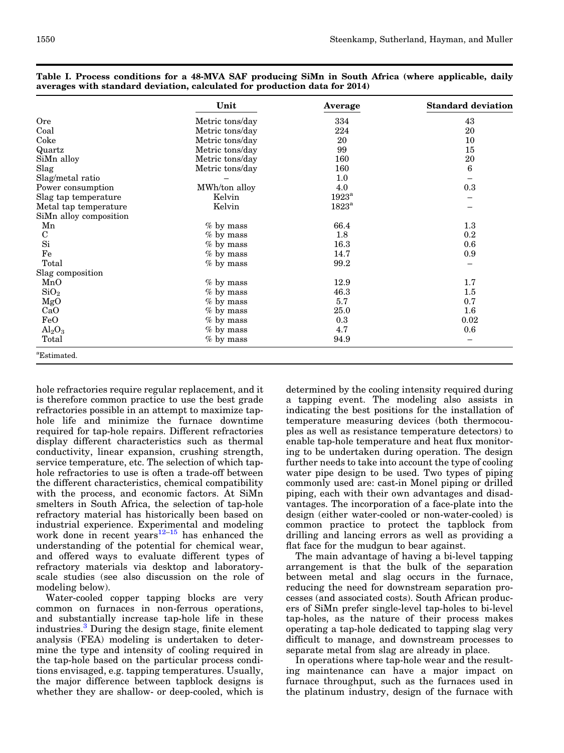**Table I. Process conditions for a 48-MVA SAF producing SiMn in South Africa (where applicable, daily averages with standard deviation, calculated for production data for 2014)**

| | Unit | Average | Standard deviation |
|---|---|---|---|
| Ore | Metric tons/day | 334 | 43 |
| Coal | Metric tons/day | 224 | 20 |
| Coke | Metric tons/day | 20 | 10 |
| Quartz | Metric tons/day | 99 | 15 |
| SiMn alloy | Metric tons/day | 160 | 20 |
| Slag | Metric tons/day | 160 | 6 |
| Slag/metal ratio | – | 1.0 | – |
| Power consumption | MWh/ton alloy | 4.0 | 0.3 |
| Slag tap temperature | Kelvin | 1923[a] | – |
| Metal tap temperature | Kelvin | 1823[a] | – |
| SiMn alloy composition | | | |
| Mn | % by mass | 66.4 | 1.3 |
| C | % by mass | 1.8 | 0.2 |
| Si | % by mass | 16.3 | 0.6 |
| Fe | % by mass | 14.7 | 0.9 |
| Total | % by mass | 99.2 | – |
| Slag composition | | | |
| MnO | % by mass | 12.9 | 1.7 |
| $SiO_2$ | % by mass | 46.3 | 1.5 |
| MgO | % by mass | 5.7 | 0.7 |
| CaO | % by mass | 25.0 | 1.6 |
| FeO | % by mass | 0.3 | 0.02 |
| $Al_2O_3$ | % by mass | 4.7 | 0.6 |
| Total | % by mass | 94.9 | – |

[a]Estimated.

hole refractories require regular replacement, and it is therefore common practice to use the best grade refractories possible in an attempt to maximize tap-hole life and minimize the furnace downtime required for tap-hole repairs. Different refractories display different characteristics such as thermal conductivity, linear expansion, crushing strength, service temperature, etc. The selection of which tap-hole refractories to use is often a trade-off between the different characteristics, chemical compatibility with the process, and economic factors. At SiMn smelters in South Africa, the selection of tap-hole refractory material has historically been based on industrial experience. Experimental and modeling work done in recent years[12–15] has enhanced the understanding of the potential for chemical wear, and offered ways to evaluate different types of refractory materials via desktop and laboratory-scale studies (see also discussion on the role of modeling below).

Water-cooled copper tapping blocks are very common on furnaces in non-ferrous operations, and substantially increase tap-hole life in these industries.[3] During the design stage, finite element analysis (FEA) modeling is undertaken to determine the type and intensity of cooling required in the tap-hole based on the particular process conditions envisaged, e.g. tapping temperatures. Usually, the major difference between tapblock designs is whether they are shallow- or deep-cooled, which is determined by the cooling intensity required during a tapping event. The modeling also assists in indicating the best positions for the installation of temperature measuring devices (both thermocouples as well as resistance temperature detectors) to enable tap-hole temperature and heat flux monitoring to be undertaken during operation. The design further needs to take into account the type of cooling water pipe design to be used. Two types of piping commonly used are: cast-in Monel piping or drilled piping, each with their own advantages and disadvantages. The incorporation of a face-plate into the design (either water-cooled or non-water-cooled) is common practice to protect the tapblock from drilling and lancing errors as well as providing a flat face for the mudgun to bear against.

The main advantage of having a bi-level tapping arrangement is that the bulk of the separation between metal and slag occurs in the furnace, reducing the need for downstream separation processes (and associated costs). South African producers of SiMn prefer single-level tap-holes to bi-level tap-holes, as the nature of their process makes operating a tap-hole dedicated to tapping slag very difficult to manage, and downstream processes to separate metal from slag are already in place.

In operations where tap-hole wear and the resulting maintenance can have a major impact on furnace throughput, such as the furnaces used in the platinum industry, design of the furnace with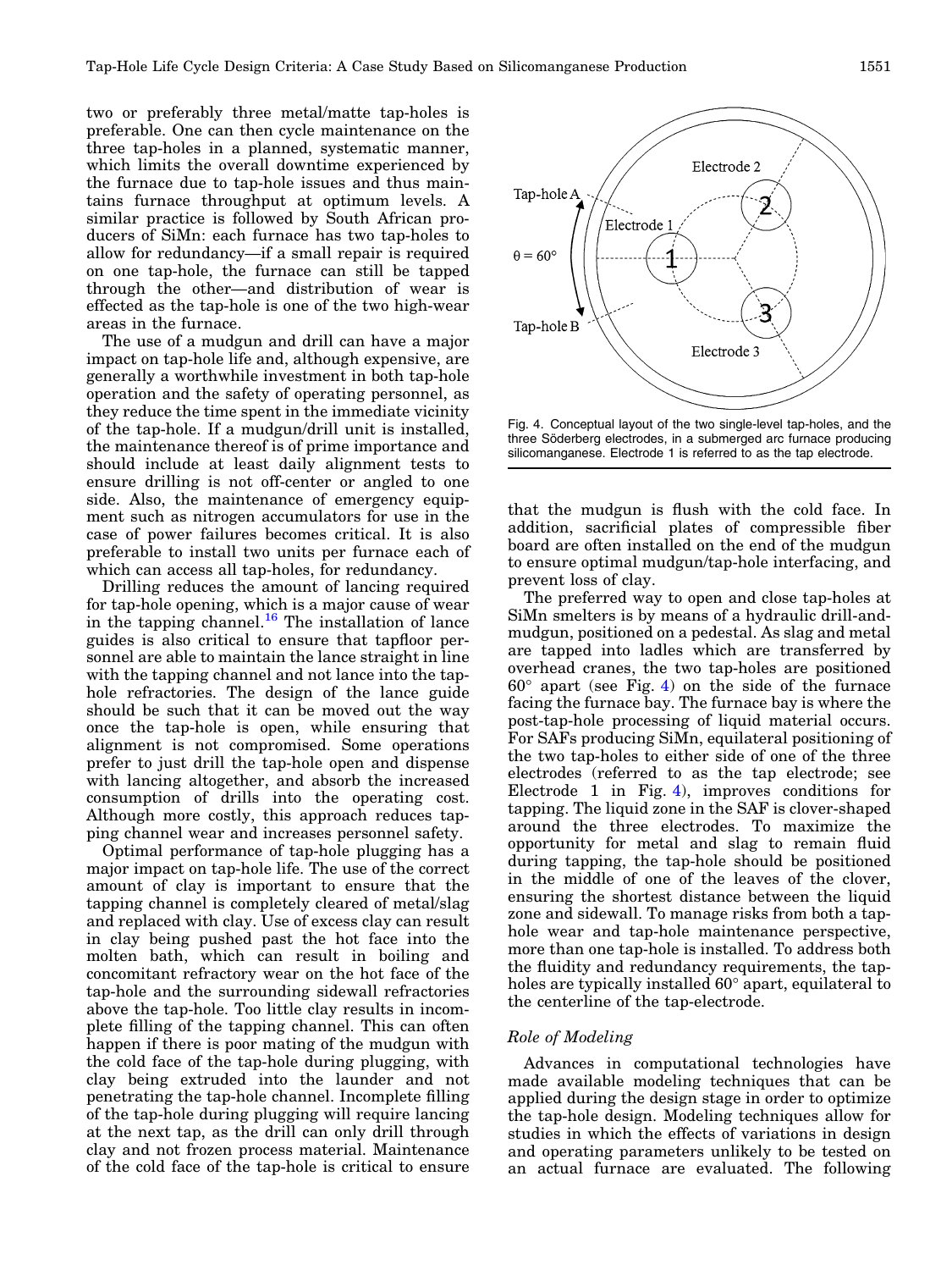two or preferably three metal/matte tap-holes is preferable. One can then cycle maintenance on the three tap-holes in a planned, systematic manner, which limits the overall downtime experienced by the furnace due to tap-hole issues and thus maintains furnace throughput at optimum levels. A similar practice is followed by South African producers of SiMn: each furnace has two tap-holes to allow for redundancy—if a small repair is required on one tap-hole, the furnace can still be tapped through the other—and distribution of wear is effected as the tap-hole is one of the two high-wear areas in the furnace.

The use of a mudgun and drill can have a major impact on tap-hole life and, although expensive, are generally a worthwhile investment in both tap-hole operation and the safety of operating personnel, as they reduce the time spent in the immediate vicinity of the tap-hole. If a mudgun/drill unit is installed, the maintenance thereof is of prime importance and should include at least daily alignment tests to ensure drilling is not off-center or angled to one side. Also, the maintenance of emergency equipment such as nitrogen accumulators for use in the case of power failures becomes critical. It is also preferable to install two units per furnace each of which can access all tap-holes, for redundancy.

Drilling reduces the amount of lancing required for tap-hole opening, which is a major cause of wear in the tapping channel.[16] The installation of lance guides is also critical to ensure that tapfloor personnel are able to maintain the lance straight in line with the tapping channel and not lance into the tap-hole refractories. The design of the lance guide should be such that it can be moved out the way once the tap-hole is open, while ensuring that alignment is not compromised. Some operations prefer to just drill the tap-hole open and dispense with lancing altogether, and absorb the increased consumption of drills into the operating cost. Although more costly, this approach reduces tapping channel wear and increases personnel safety.

Optimal performance of tap-hole plugging has a major impact on tap-hole life. The use of the correct amount of clay is important to ensure that the tapping channel is completely cleared of metal/slag and replaced with clay. Use of excess clay can result in clay being pushed past the hot face into the molten bath, which can result in boiling and concomitant refractory wear on the hot face of the tap-hole and the surrounding sidewall refractories above the tap-hole. Too little clay results in incomplete filling of the tapping channel. This can often happen if there is poor mating of the mudgun with the cold face of the tap-hole during plugging, with clay being extruded into the launder and not penetrating the tap-hole channel. Incomplete filling of the tap-hole during plugging will require lancing at the next tap, as the drill can only drill through clay and not frozen process material. Maintenance of the cold face of the tap-hole is critical to ensure that the mudgun is flush with the cold face. In addition, sacrificial plates of compressible fiber board are often installed on the end of the mudgun to ensure optimal mudgun/tap-hole interfacing, and prevent loss of clay.

Fig. 4. Conceptual layout of the two single-level tap-holes, and the three Söderberg electrodes, in a submerged arc furnace producing silicomanganese. Electrode 1 is referred to as the tap electrode.

The preferred way to open and close tap-holes at SiMn smelters is by means of a hydraulic drill-and-mudgun, positioned on a pedestal. As slag and metal are tapped into ladles which are transferred by overhead cranes, the two tap-holes are positioned 60° apart (see Fig. 4) on the side of the furnace facing the furnace bay. The furnace bay is where the post-tap-hole processing of liquid material occurs. For SAFs producing SiMn, equilateral positioning of the two tap-holes to either side of one of the three electrodes (referred to as the tap electrode; see Electrode 1 in Fig. 4), improves conditions for tapping. The liquid zone in the SAF is clover-shaped around the three electrodes. To maximize the opportunity for metal and slag to remain fluid during tapping, the tap-hole should be positioned in the middle of one of the leaves of the clover, ensuring the shortest distance between the liquid zone and sidewall. To manage risks from both a tap-hole wear and tap-hole maintenance perspective, more than one tap-hole is installed. To address both the fluidity and redundancy requirements, the tap-holes are typically installed 60° apart, equilateral to the centerline of the tap-electrode.

### Role of Modeling

Advances in computational technologies have made available modeling techniques that can be applied during the design stage in order to optimize the tap-hole design. Modeling techniques allow for studies in which the effects of variations in design and operating parameters unlikely to be tested on an actual furnace are evaluated. The following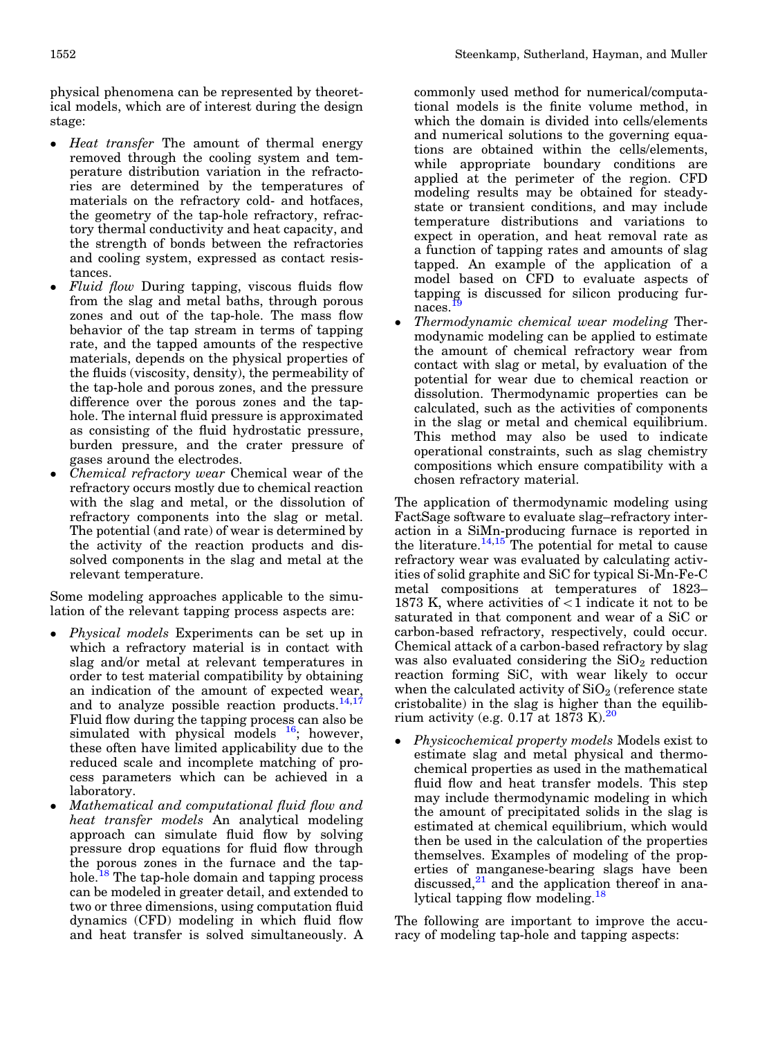physical phenomena can be represented by theoretical models, which are of interest during the design stage:

- *Heat transfer* The amount of thermal energy removed through the cooling system and temperature distribution variation in the refractories are determined by the temperatures of materials on the refractory cold- and hotfaces, the geometry of the tap-hole refractory, refractory thermal conductivity and heat capacity, and the strength of bonds between the refractories and cooling system, expressed as contact resistances.
- *Fluid flow* During tapping, viscous fluids flow from the slag and metal baths, through porous zones and out of the tap-hole. The mass flow behavior of the tap stream in terms of tapping rate, and the tapped amounts of the respective materials, depends on the physical properties of the fluids (viscosity, density), the permeability of the tap-hole and porous zones, and the pressure difference over the porous zones and the tap-hole. The internal fluid pressure is approximated as consisting of the fluid hydrostatic pressure, burden pressure, and the crater pressure of gases around the electrodes.
- *Chemical refractory wear* Chemical wear of the refractory occurs mostly due to chemical reaction with the slag and metal, or the dissolution of refractory components into the slag or metal. The potential (and rate) of wear is determined by the activity of the reaction products and dissolved components in the slag and metal at the relevant temperature.

Some modeling approaches applicable to the simulation of the relevant tapping process aspects are:

- *Physical models* Experiments can be set up in which a refractory material is in contact with slag and/or metal at relevant temperatures in order to test material compatibility by obtaining an indication of the amount of expected wear, and to analyze possible reaction products.[14,17] Fluid flow during the tapping process can also be simulated with physical models [16]; however, these often have limited applicability due to the reduced scale and incomplete matching of process parameters which can be achieved in a laboratory.
- *Mathematical and computational fluid flow and heat transfer models* An analytical modeling approach can simulate fluid flow by solving pressure drop equations for fluid flow through the porous zones in the furnace and the tap-hole.[18] The tap-hole domain and tapping process can be modeled in greater detail, and extended to two or three dimensions, using computation fluid dynamics (CFD) modeling in which fluid flow and heat transfer is solved simultaneously. A commonly used method for numerical/computational models is the finite volume method, in which the domain is divided into cells/elements and numerical solutions to the governing equations are obtained within the cells/elements, while appropriate boundary conditions are applied at the perimeter of the region. CFD modeling results may be obtained for steady-state or transient conditions, and may include temperature distributions and variations to expect in operation, and heat removal rate as a function of tapping rates and amounts of slag tapped. An example of the application of a model based on CFD to evaluate aspects of tapping is discussed for silicon producing furnaces.[19]
- *Thermodynamic chemical wear modeling* Thermodynamic modeling can be applied to estimate the amount of chemical refractory wear from contact with slag or metal, by evaluation of the potential for wear due to chemical reaction or dissolution. Thermodynamic properties can be calculated, such as the activities of components in the slag or metal and chemical equilibrium. This method may also be used to indicate operational constraints, such as slag chemistry compositions which ensure compatibility with a chosen refractory material.

The application of thermodynamic modeling using FactSage software to evaluate slag–refractory interaction in a SiMn-producing furnace is reported in the literature.[14,15] The potential for metal to cause refractory wear was evaluated by calculating activities of solid graphite and SiC for typical Si-Mn-Fe-C metal compositions at temperatures of 1823–1873 K, where activities of $<1$ indicate it not to be saturated in that component and wear of a SiC or carbon-based refractory, respectively, could occur. Chemical attack of a carbon-based refractory by slag was also evaluated considering the $SiO_2$ reduction reaction forming SiC, with wear likely to occur when the calculated activity of $SiO_2$ (reference state cristobalite) in the slag is higher than the equilibrium activity (e.g. 0.17 at 1873 K).[20]

- *Physicochemical property models* Models exist to estimate slag and metal physical and thermochemical properties as used in the mathematical fluid flow and heat transfer models. This step may include thermodynamic modeling in which the amount of precipitated solids in the slag is estimated at chemical equilibrium, which would then be used in the calculation of the properties themselves. Examples of modeling of the properties of manganese-bearing slags have been discussed,[21] and the application thereof in analytical tapping flow modeling.[18]

The following are important to improve the accuracy of modeling tap-hole and tapping aspects: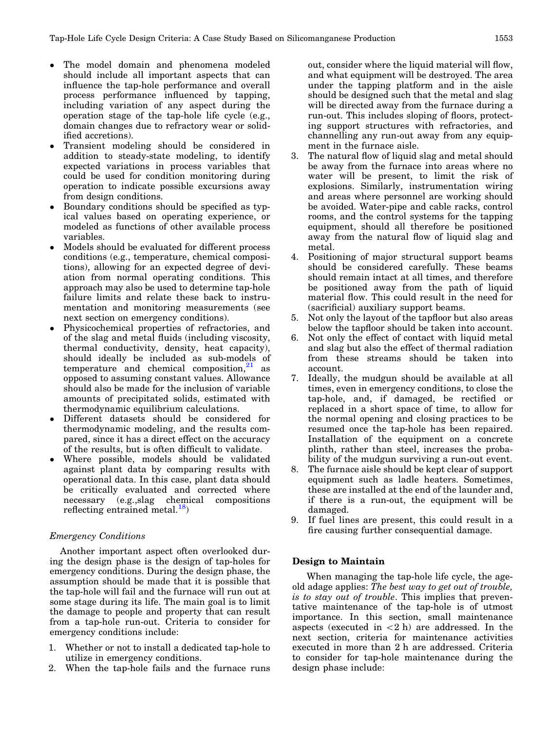- The model domain and phenomena modeled should include all important aspects that can influence the tap-hole performance and overall process performance influenced by tapping, including variation of any aspect during the operation stage of the tap-hole life cycle (e.g., domain changes due to refractory wear or solidified accretions).
- Transient modeling should be considered in addition to steady-state modeling, to identify expected variations in process variables that could be used for condition monitoring during operation to indicate possible excursions away from design conditions.
- Boundary conditions should be specified as typical values based on operating experience, or modeled as functions of other available process variables.
- Models should be evaluated for different process conditions (e.g., temperature, chemical compositions), allowing for an expected degree of deviation from normal operating conditions. This approach may also be used to determine tap-hole failure limits and relate these back to instrumentation and monitoring measurements (see next section on emergency conditions).
- Physicochemical properties of refractories, and of the slag and metal fluids (including viscosity, thermal conductivity, density, heat capacity), should ideally be included as sub-models of temperature and chemical composition,[21] as opposed to assuming constant values. Allowance should also be made for the inclusion of variable amounts of precipitated solids, estimated with thermodynamic equilibrium calculations.
- Different datasets should be considered for thermodynamic modeling, and the results compared, since it has a direct effect on the accuracy of the results, but is often difficult to validate.
- Where possible, models should be validated against plant data by comparing results with operational data. In this case, plant data should be critically evaluated and corrected where necessary (e.g.,slag chemical compositions reflecting entrained metal.[18])

### *Emergency Conditions*

Another important aspect often overlooked during the design phase is the design of tap-holes for emergency conditions. During the design phase, the assumption should be made that it is possible that the tap-hole will fail and the furnace will run out at some stage during its life. The main goal is to limit the damage to people and property that can result from a tap-hole run-out. Criteria to consider for emergency conditions include:

1. Whether or not to install a dedicated tap-hole to utilize in emergency conditions.
2. When the tap-hole fails and the furnace runs out, consider where the liquid material will flow, and what equipment will be destroyed. The area under the tapping platform and in the aisle should be designed such that the metal and slag will be directed away from the furnace during a run-out. This includes sloping of floors, protecting support structures with refractories, and channelling any run-out away from any equipment in the furnace aisle.
3. The natural flow of liquid slag and metal should be away from the furnace into areas where no water will be present, to limit the risk of explosions. Similarly, instrumentation wiring and areas where personnel are working should be avoided. Water-pipe and cable racks, control rooms, and the control systems for the tapping equipment, should all therefore be positioned away from the natural flow of liquid slag and metal.
4. Positioning of major structural support beams should be considered carefully. These beams should remain intact at all times, and therefore be positioned away from the path of liquid material flow. This could result in the need for (sacrificial) auxiliary support beams.
5. Not only the layout of the tapfloor but also areas below the tapfloor should be taken into account.
6. Not only the effect of contact with liquid metal and slag but also the effect of thermal radiation from these streams should be taken into account.
7. Ideally, the mudgun should be available at all times, even in emergency conditions, to close the tap-hole, and, if damaged, be rectified or replaced in a short space of time, to allow for the normal opening and closing practices to be resumed once the tap-hole has been repaired. Installation of the equipment on a concrete plinth, rather than steel, increases the probability of the mudgun surviving a run-out event.
8. The furnace aisle should be kept clear of support equipment such as ladle heaters. Sometimes, these are installed at the end of the launder and, if there is a run-out, the equipment will be damaged.
9. If fuel lines are present, this could result in a fire causing further consequential damage.

## Design to Maintain

When managing the tap-hole life cycle, the age-old adage applies: *The best way to get out of trouble, is to stay out of trouble*. This implies that preventative maintenance of the tap-hole is of utmost importance. In this section, small maintenance aspects (executed in $<2$ h) are addressed. In the next section, criteria for maintenance activities executed in more than 2 h are addressed. Criteria to consider for tap-hole maintenance during the design phase include: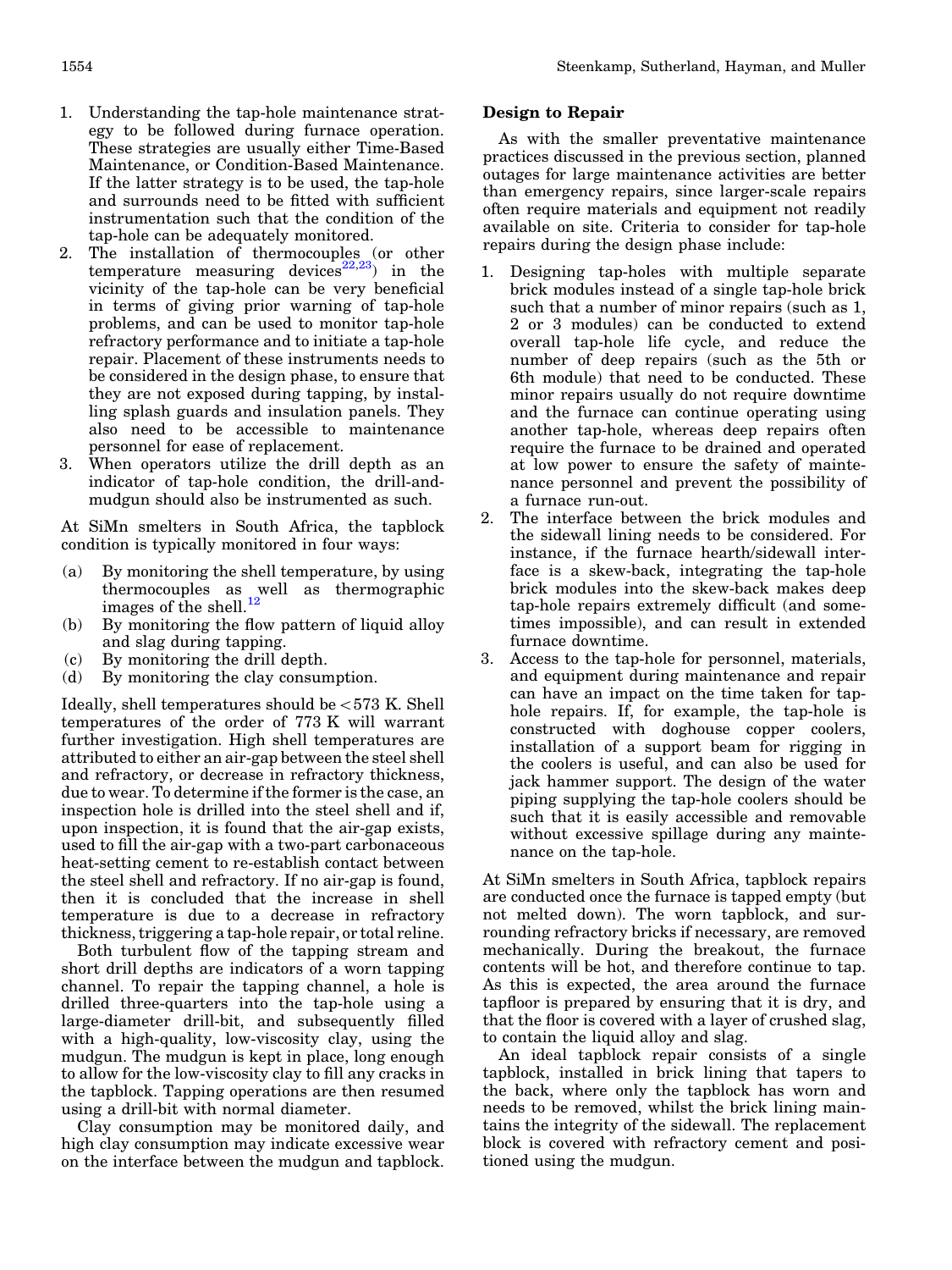1. Understanding the tap-hole maintenance strategy to be followed during furnace operation. These strategies are usually either Time-Based Maintenance, or Condition-Based Maintenance. If the latter strategy is to be used, the tap-hole and surrounds need to be fitted with sufficient instrumentation such that the condition of the tap-hole can be adequately monitored.
2. The installation of thermocouples (or other temperature measuring devices[22,23]) in the vicinity of the tap-hole can be very beneficial in terms of giving prior warning of tap-hole problems, and can be used to monitor tap-hole refractory performance and to initiate a tap-hole repair. Placement of these instruments needs to be considered in the design phase, to ensure that they are not exposed during tapping, by installing splash guards and insulation panels. They also need to be accessible to maintenance personnel for ease of replacement.
3. When operators utilize the drill depth as an indicator of tap-hole condition, the drill-and-mudgun should also be instrumented as such.

At SiMn smelters in South Africa, the tapblock condition is typically monitored in four ways:

(a) By monitoring the shell temperature, by using thermocouples as well as thermographic images of the shell.[12]
(b) By monitoring the flow pattern of liquid alloy and slag during tapping.
(c) By monitoring the drill depth.
(d) By monitoring the clay consumption.

Ideally, shell temperatures should be $< 573$ K. Shell temperatures of the order of 773 K will warrant further investigation. High shell temperatures are attributed to either an air-gap between the steel shell and refractory, or decrease in refractory thickness, due to wear. To determine if the former is the case, an inspection hole is drilled into the steel shell and if, upon inspection, it is found that the air-gap exists, used to fill the air-gap with a two-part carbonaceous heat-setting cement to re-establish contact between the steel shell and refractory. If no air-gap is found, then it is concluded that the increase in shell temperature is due to a decrease in refractory thickness, triggering a tap-hole repair, or total reline.

Both turbulent flow of the tapping stream and short drill depths are indicators of a worn tapping channel. To repair the tapping channel, a hole is drilled three-quarters into the tap-hole using a large-diameter drill-bit, and subsequently filled with a high-quality, low-viscosity clay, using the mudgun. The mudgun is kept in place, long enough to allow for the low-viscosity clay to fill any cracks in the tapblock. Tapping operations are then resumed using a drill-bit with normal diameter.

Clay consumption may be monitored daily, and high clay consumption may indicate excessive wear on the interface between the mudgun and tapblock.

## Design to Repair

As with the smaller preventative maintenance practices discussed in the previous section, planned outages for large maintenance activities are better than emergency repairs, since larger-scale repairs often require materials and equipment not readily available on site. Criteria to consider for tap-hole repairs during the design phase include:

1. Designing tap-holes with multiple separate brick modules instead of a single tap-hole brick such that a number of minor repairs (such as 1, 2 or 3 modules) can be conducted to extend overall tap-hole life cycle, and reduce the number of deep repairs (such as the 5th or 6th module) that need to be conducted. These minor repairs usually do not require downtime and the furnace can continue operating using another tap-hole, whereas deep repairs often require the furnace to be drained and operated at low power to ensure the safety of maintenance personnel and prevent the possibility of a furnace run-out.
2. The interface between the brick modules and the sidewall lining needs to be considered. For instance, if the furnace hearth/sidewall interface is a skew-back, integrating the tap-hole brick modules into the skew-back makes deep tap-hole repairs extremely difficult (and sometimes impossible), and can result in extended furnace downtime.
3. Access to the tap-hole for personnel, materials, and equipment during maintenance and repair can have an impact on the time taken for tap-hole repairs. If, for example, the tap-hole is constructed with doghouse copper coolers, installation of a support beam for rigging in the coolers is useful, and can also be used for jack hammer support. The design of the water piping supplying the tap-hole coolers should be such that it is easily accessible and removable without excessive spillage during any maintenance on the tap-hole.

At SiMn smelters in South Africa, tapblock repairs are conducted once the furnace is tapped empty (but not melted down). The worn tapblock, and surrounding refractory bricks if necessary, are removed mechanically. During the breakout, the furnace contents will be hot, and therefore continue to tap. As this is expected, the area around the furnace tapfloor is prepared by ensuring that it is dry, and that the floor is covered with a layer of crushed slag, to contain the liquid alloy and slag.

An ideal tapblock repair consists of a single tapblock, installed in brick lining that tapers to the back, where only the tapblock has worn and needs to be removed, whilst the brick lining maintains the integrity of the sidewall. The replacement block is covered with refractory cement and positioned using the mudgun.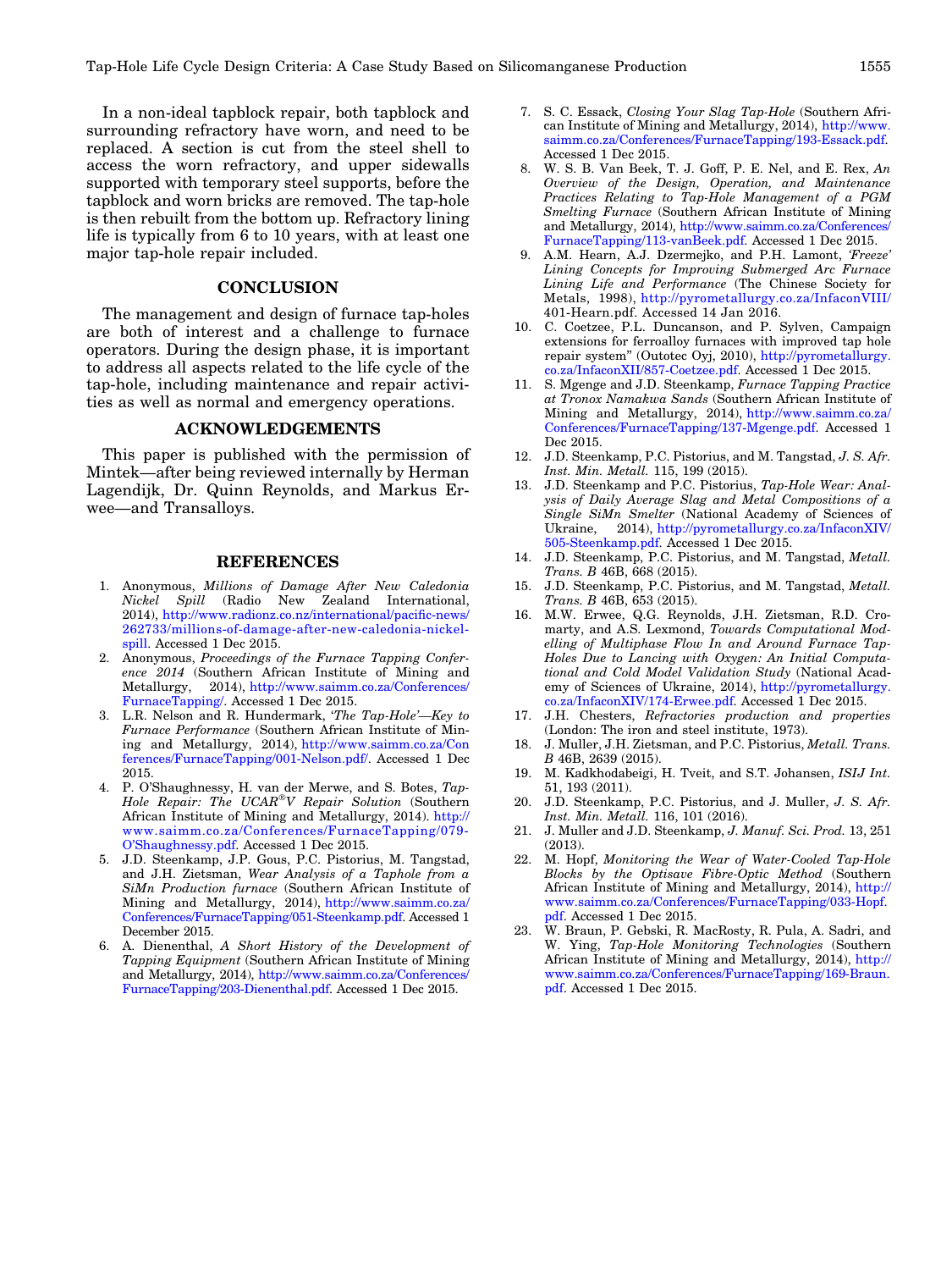In a non-ideal tapblock repair, both tapblock and surrounding refractory have worn, and need to be replaced. A section is cut from the steel shell to access the worn refractory, and upper sidewalls supported with temporary steel supports, before the tapblock and worn bricks are removed. The tap-hole is then rebuilt from the bottom up. Refractory lining life is typically from 6 to 10 years, with at least one major tap-hole repair included.

## CONCLUSION

The management and design of furnace tap-holes are both of interest and a challenge to furnace operators. During the design phase, it is important to address all aspects related to the life cycle of the tap-hole, including maintenance and repair activities as well as normal and emergency operations.

## ACKNOWLEDGEMENTS

This paper is published with the permission of Mintek—after being reviewed internally by Herman Lagendijk, Dr. Quinn Reynolds, and Markus Erwee—and Transalloys.

## REFERENCES

1. Anonymous, *Millions of Damage After New Caledonia Nickel Spill* (Radio New Zealand International, 2014), http://www.radionz.co.nz/international/pacific-news/262733/millions-of-damage-after-new-caledonia-nickel-spill. Accessed 1 Dec 2015.
2. Anonymous, *Proceedings of the Furnace Tapping Conference 2014* (Southern African Institute of Mining and Metallurgy, 2014), http://www.saimm.co.za/Conferences/FurnaceTapping/. Accessed 1 Dec 2015.
3. L.R. Nelson and R. Hundermark, *'The Tap-Hole'—Key to Furnace Performance* (Southern African Institute of Mining and Metallurgy, 2014), http://www.saimm.co.za/Conferences/FurnaceTapping/001-Nelson.pdf/. Accessed 1 Dec 2015.
4. P. O'Shaughnessy, H. van der Merwe, and S. Botes, *Tap-Hole Repair: The UCAR®V Repair Solution* (Southern African Institute of Mining and Metallurgy, 2014). http://www.saimm.co.za/Conferences/FurnaceTapping/079-O'Shaughnessy.pdf. Accessed 1 Dec 2015.
5. J.D. Steenkamp, J.P. Gous, P.C. Pistorius, M. Tangstad, and J.H. Zietsman, *Wear Analysis of a Taphole from a SiMn Production furnace* (Southern African Institute of Mining and Metallurgy, 2014), http://www.saimm.co.za/Conferences/FurnaceTapping/051-Steenkamp.pdf. Accessed 1 December 2015.
6. A. Dienenthal, *A Short History of the Development of Tapping Equipment* (Southern African Institute of Mining and Metallurgy, 2014), http://www.saimm.co.za/Conferences/FurnaceTapping/203-Dienenthal.pdf. Accessed 1 Dec 2015.
7. S. C. Essack, *Closing Your Slag Tap-Hole* (Southern African Institute of Mining and Metallurgy, 2014), http://www.saimm.co.za/Conferences/FurnaceTapping/193-Essack.pdf. Accessed 1 Dec 2015.
8. W. S. B. Van Beek, T. J. Goff, P. E. Nel, and E. Rex, *An Overview of the Design, Operation, and Maintenance Practices Relating to Tap-Hole Management of a PGM Smelting Furnace* (Southern African Institute of Mining and Metallurgy, 2014), http://www.saimm.co.za/Conferences/FurnaceTapping/113-vanBeek.pdf. Accessed 1 Dec 2015.
9. A.M. Hearn, A.J. Dzermejko, and P.H. Lamont, *'Freeze' Lining Concepts for Improving Submerged Arc Furnace Lining Life and Performance* (The Chinese Society for Metals, 1998), http://pyrometallurgy.co.za/InfaconVIII/401-Hearn.pdf. Accessed 14 Jan 2016.
10. C. Coetzee, P.L. Duncanson, and P. Sylven, Campaign extensions for ferroalloy furnaces with improved tap hole repair system" (Outotec Oyj, 2010), http://pyrometallurgy.co.za/InfaconXII/857-Coetzee.pdf. Accessed 1 Dec 2015.
11. S. Mgenge and J.D. Steenkamp, *Furnace Tapping Practice at Tronox Namakwa Sands* (Southern African Institute of Mining and Metallurgy, 2014), http://www.saimm.co.za/Conferences/FurnaceTapping/137-Mgenge.pdf. Accessed 1 Dec 2015.
12. J.D. Steenkamp, P.C. Pistorius, and M. Tangstad, *J. S. Afr. Inst. Min. Metall.* 115, 199 (2015).
13. J.D. Steenkamp and P.C. Pistorius, *Tap-Hole Wear: Analysis of Daily Average Slag and Metal Compositions of a Single SiMn Smelter* (National Academy of Sciences of Ukraine, 2014), http://pyrometallurgy.co.za/InfaconXIV/505-Steenkamp.pdf. Accessed 1 Dec 2015.
14. J.D. Steenkamp, P.C. Pistorius, and M. Tangstad, *Metall. Trans. B* 46B, 668 (2015).
15. J.D. Steenkamp, P.C. Pistorius, and M. Tangstad, *Metall. Trans. B* 46B, 653 (2015).
16. M.W. Erwee, Q.G. Reynolds, J.H. Zietsman, R.D. Cromarty, and A.S. Lexmond, *Towards Computational Modelling of Multiphase Flow In and Around Furnace Tap-Holes Due to Lancing with Oxygen: An Initial Computational and Cold Model Validation Study* (National Academy of Sciences of Ukraine, 2014), http://pyrometallurgy.co.za/InfaconXIV/174-Erwee.pdf. Accessed 1 Dec 2015.
17. J.H. Chesters, *Refractories production and properties* (London: The iron and steel institute, 1973).
18. J. Muller, J.H. Zietsman, and P.C. Pistorius, *Metall. Trans. B* 46B, 2639 (2015).
19. M. Kadkhodabeigi, H. Tveit, and S.T. Johansen, *ISIJ Int.* 51, 193 (2011).
20. J.D. Steenkamp, P.C. Pistorius, and J. Muller, *J. S. Afr. Inst. Min. Metall.* 116, 101 (2016).
21. J. Muller and J.D. Steenkamp, *J. Manuf. Sci. Prod.* 13, 251 (2013).
22. M. Hopf, *Monitoring the Wear of Water-Cooled Tap-Hole Blocks by the Optisave Fibre-Optic Method* (Southern African Institute of Mining and Metallurgy, 2014), http://www.saimm.co.za/Conferences/FurnaceTapping/033-Hopf.pdf. Accessed 1 Dec 2015.
23. W. Braun, P. Gebski, R. MacRosty, R. Pula, A. Sadri, and W. Ying, *Tap-Hole Monitoring Technologies* (Southern African Institute of Mining and Metallurgy, 2014), http://www.saimm.co.za/Conferences/FurnaceTapping/169-Braun.pdf. Accessed 1 Dec 2015.